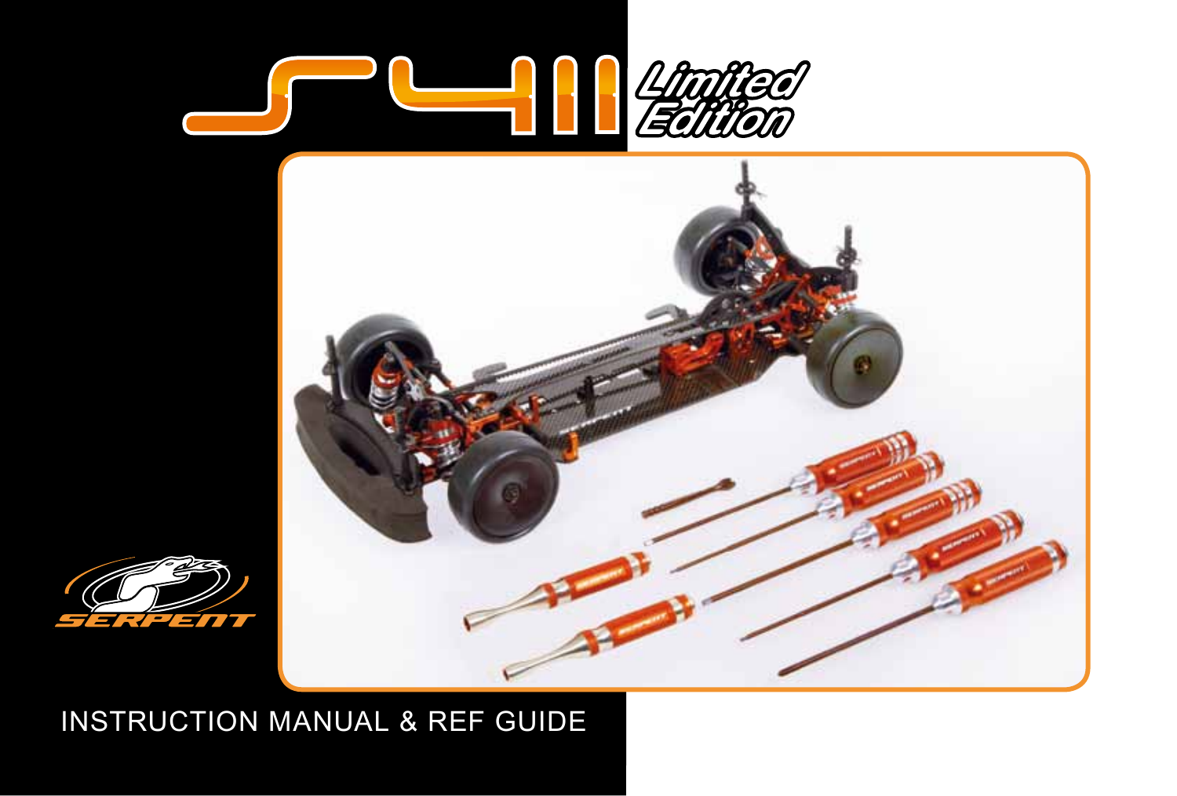# S411 Limited Edition

SERPENT

INSTRUCTION MANUAL & REF GUIDE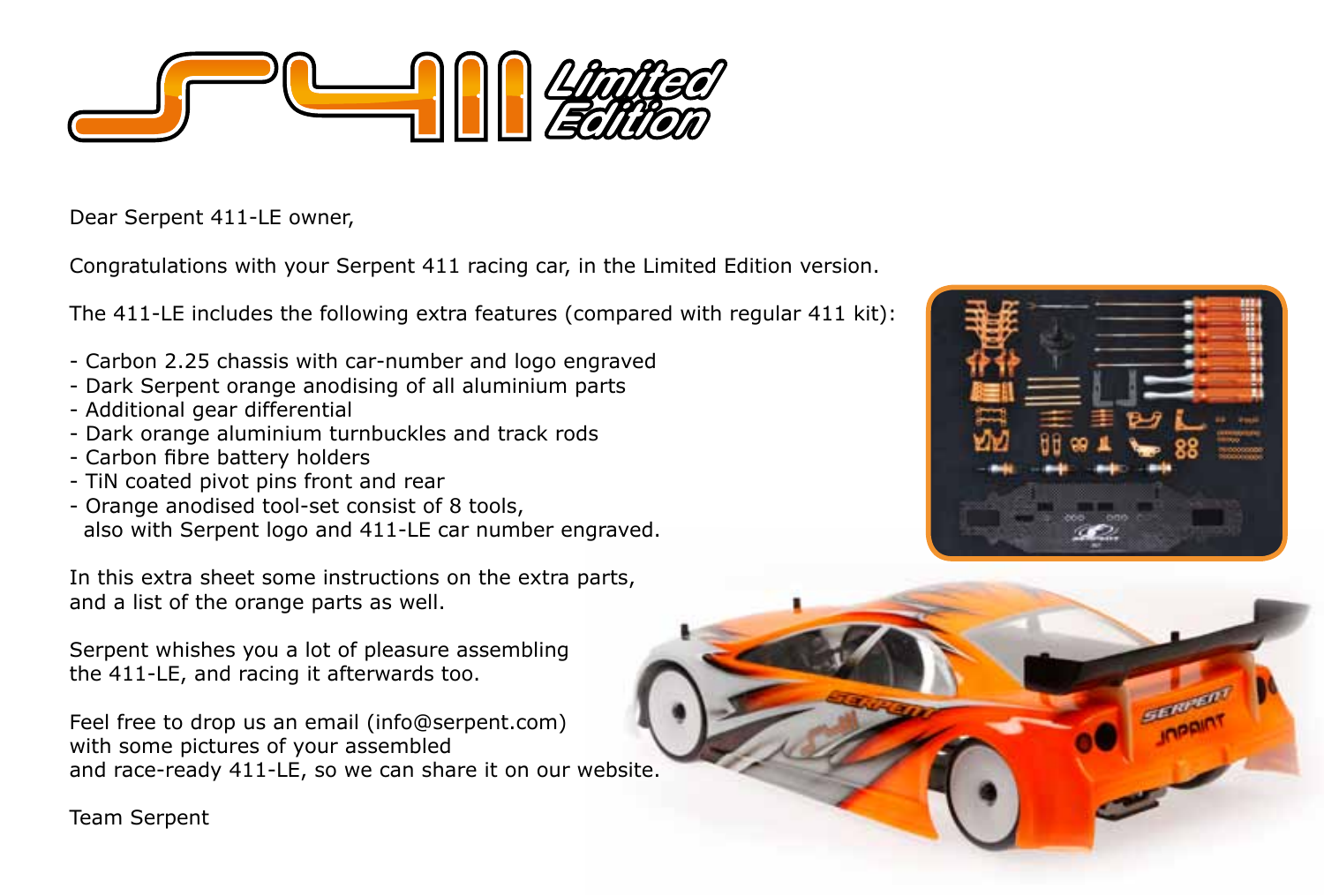# S411 Limited Edition

Dear Serpent 411-LE owner,

Congratulations with your Serpent 411 racing car, in the Limited Edition version.

The 411-LE includes the following extra features (compared with regular 411 kit):

- Carbon 2.25 chassis with car-number and logo engraved
- Dark Serpent orange anodising of all aluminium parts
- Additional gear differential
- Dark orange aluminium turnbuckles and track rods
- Carbon fibre battery holders
- TiN coated pivot pins front and rear
- Orange anodised tool-set consist of 8 tools,
  also with Serpent logo and 411-LE car number engraved.

In this extra sheet some instructions on the extra parts,
and a list of the orange parts as well.

Serpent whishes you a lot of pleasure assembling
the 411-LE, and racing it afterwards too.

Feel free to drop us an email (info@serpent.com)
with some pictures of your assembled
and race-ready 411-LE, so we can share it on our website.

Team Serpent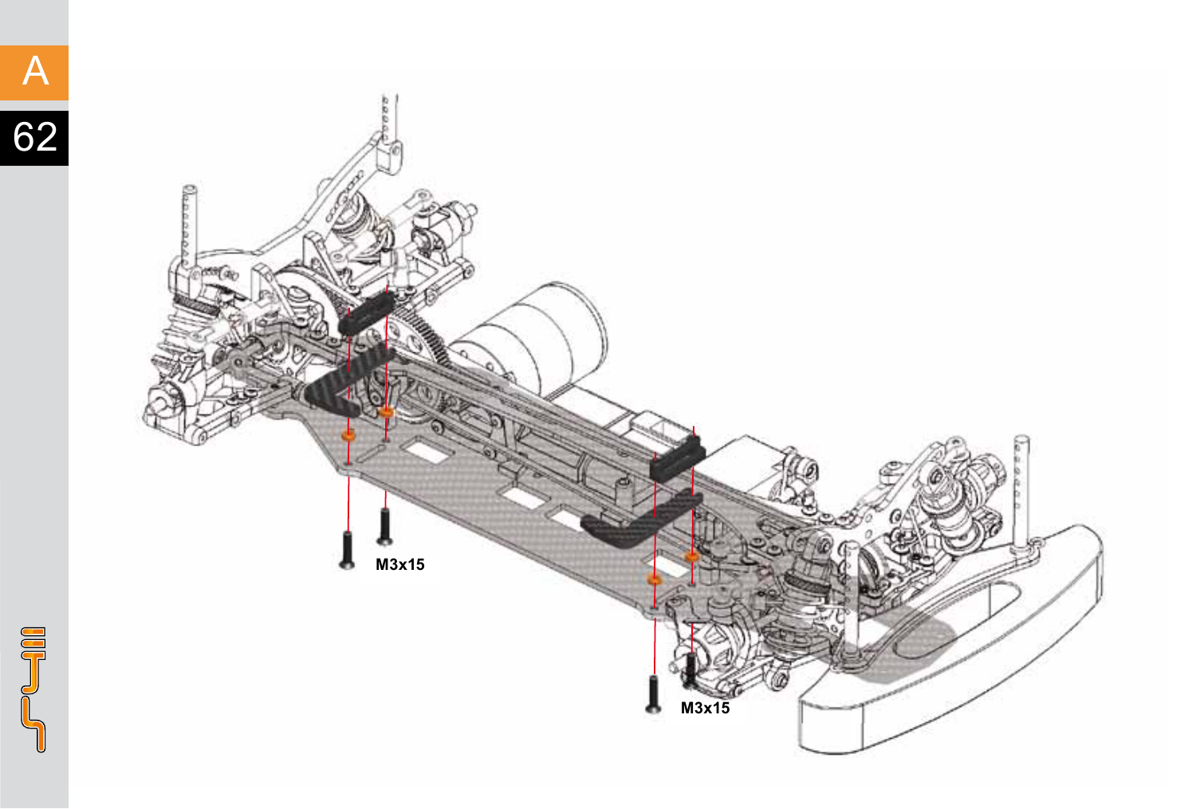M3x15

M3x15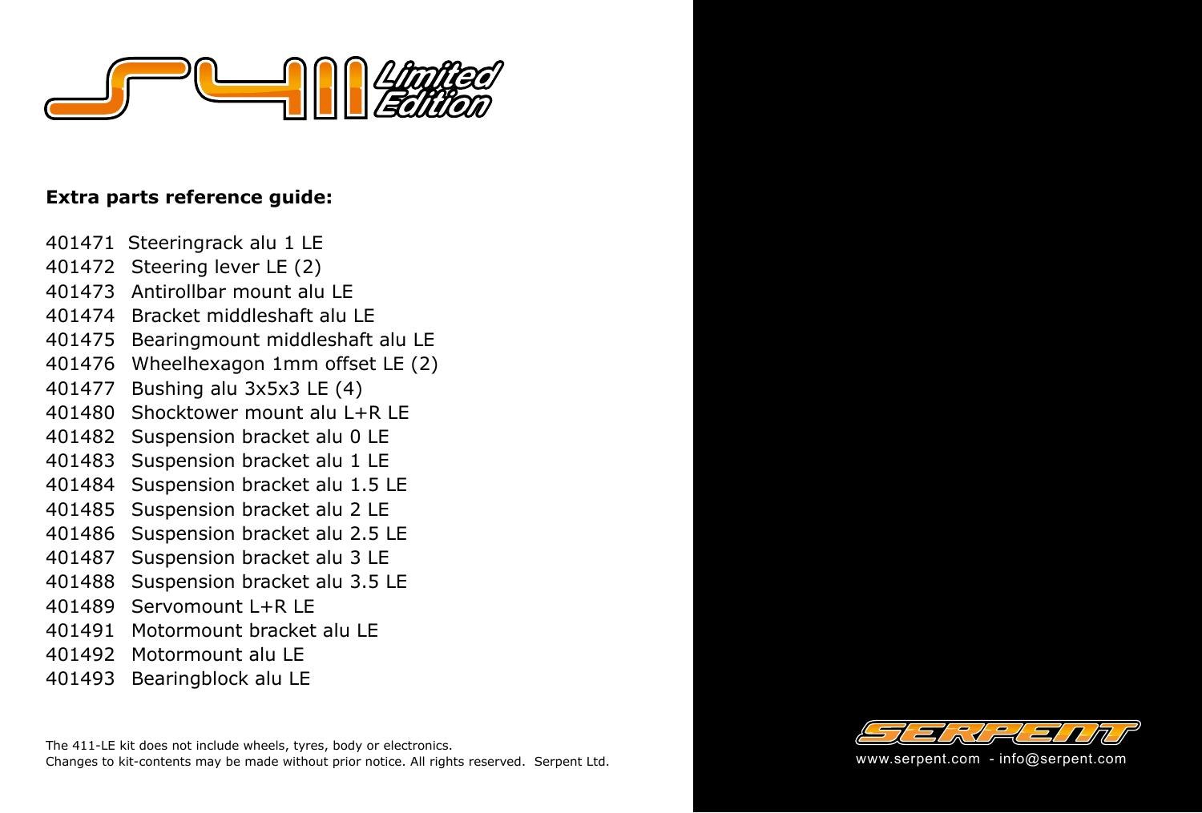S411 Limited Edition

**Extra parts reference guide:**

401471 Steeringrack alu 1 LE
401472 Steering lever LE (2)
401473 Antirollbar mount alu LE
401474 Bracket middleshaft alu LE
401475 Bearingmount middleshaft alu LE
401476 Wheelhexagon 1mm offset LE (2)
401477 Bushing alu 3x5x3 LE (4)
401480 Shocktower mount alu L+R LE
401482 Suspension bracket alu 0 LE
401483 Suspension bracket alu 1 LE
401484 Suspension bracket alu 1.5 LE
401485 Suspension bracket alu 2 LE
401486 Suspension bracket alu 2.5 LE
401487 Suspension bracket alu 3 LE
401488 Suspension bracket alu 3.5 LE
401489 Servomount L+R LE
401491 Motormount bracket alu LE
401492 Motormount alu LE
401493 Bearingblock alu LE

The 411-LE kit does not include wheels, tyres, body or electronics.
Changes to kit-contents may be made without prior notice. All rights reserved. Serpent Ltd.

SERPENT

www.serpent.com - info@serpent.com